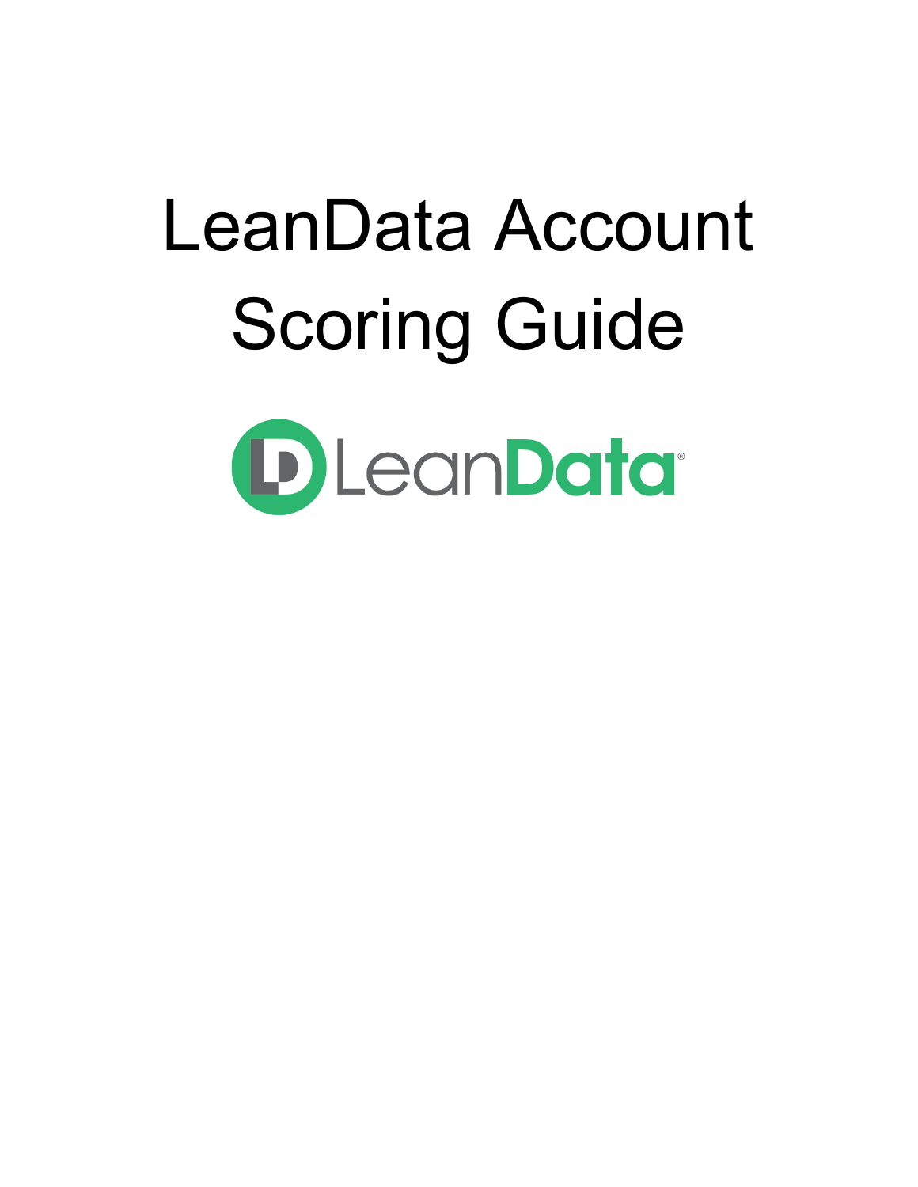# LeanData Account Scoring Guide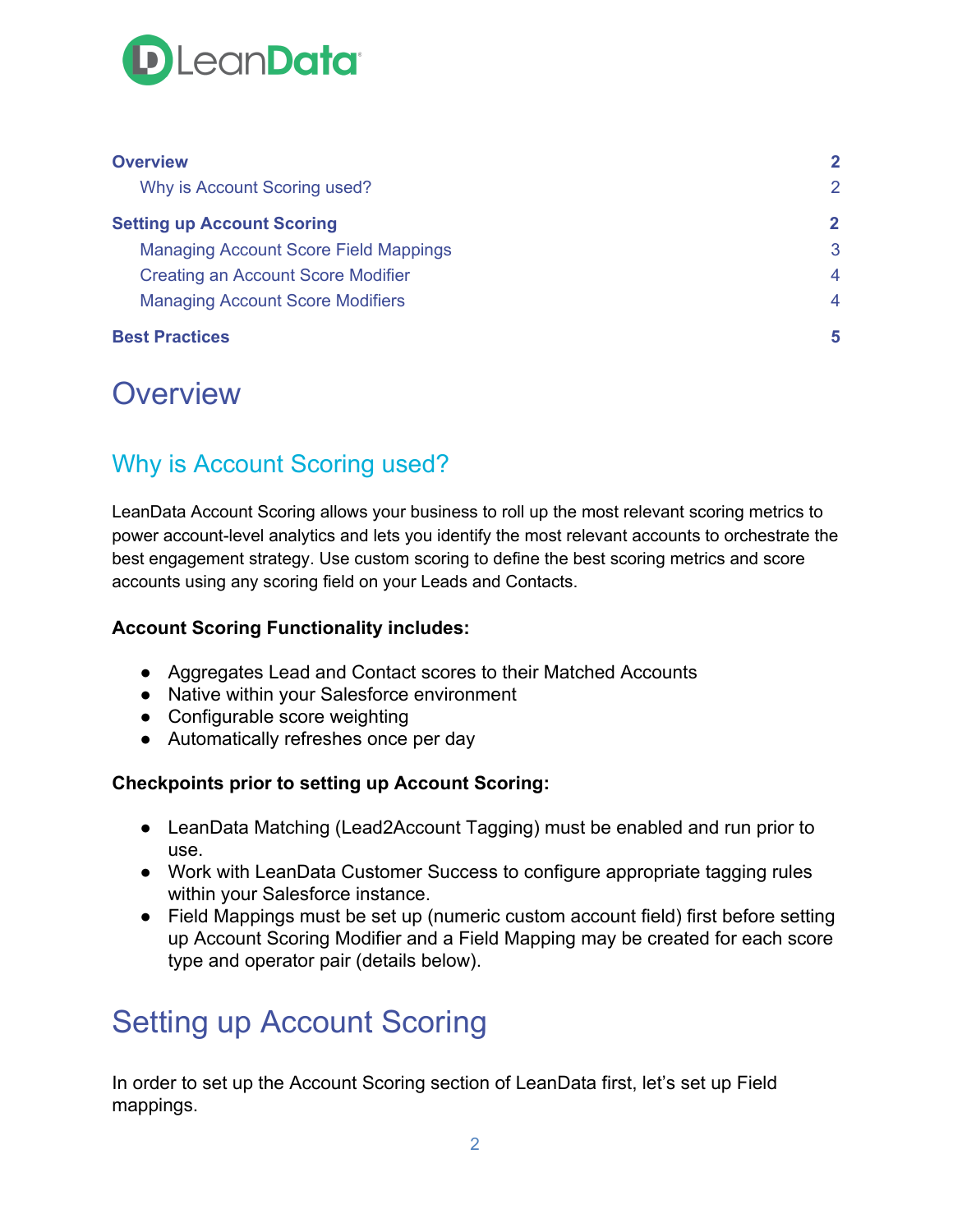| | |
|---|---|
| **Overview** | **2** |
| Why is Account Scoring used? | 2 |
| **Setting up Account Scoring** | **2** |
| Managing Account Score Field Mappings | 3 |
| Creating an Account Score Modifier | 4 |
| Managing Account Score Modifiers | 4 |
| **Best Practices** | **5** |

# Overview

## Why is Account Scoring used?

LeanData Account Scoring allows your business to roll up the most relevant scoring metrics to power account-level analytics and lets you identify the most relevant accounts to orchestrate the best engagement strategy. Use custom scoring to define the best scoring metrics and score accounts using any scoring field on your Leads and Contacts.

**Account Scoring Functionality includes:**

- Aggregates Lead and Contact scores to their Matched Accounts
- Native within your Salesforce environment
- Configurable score weighting
- Automatically refreshes once per day

**Checkpoints prior to setting up Account Scoring:**

- LeanData Matching (Lead2Account Tagging) must be enabled and run prior to use.
- Work with LeanData Customer Success to configure appropriate tagging rules within your Salesforce instance.
- Field Mappings must be set up (numeric custom account field) first before setting up Account Scoring Modifier and a Field Mapping may be created for each score type and operator pair (details below).

# Setting up Account Scoring

In order to set up the Account Scoring section of LeanData first, let's set up Field mappings.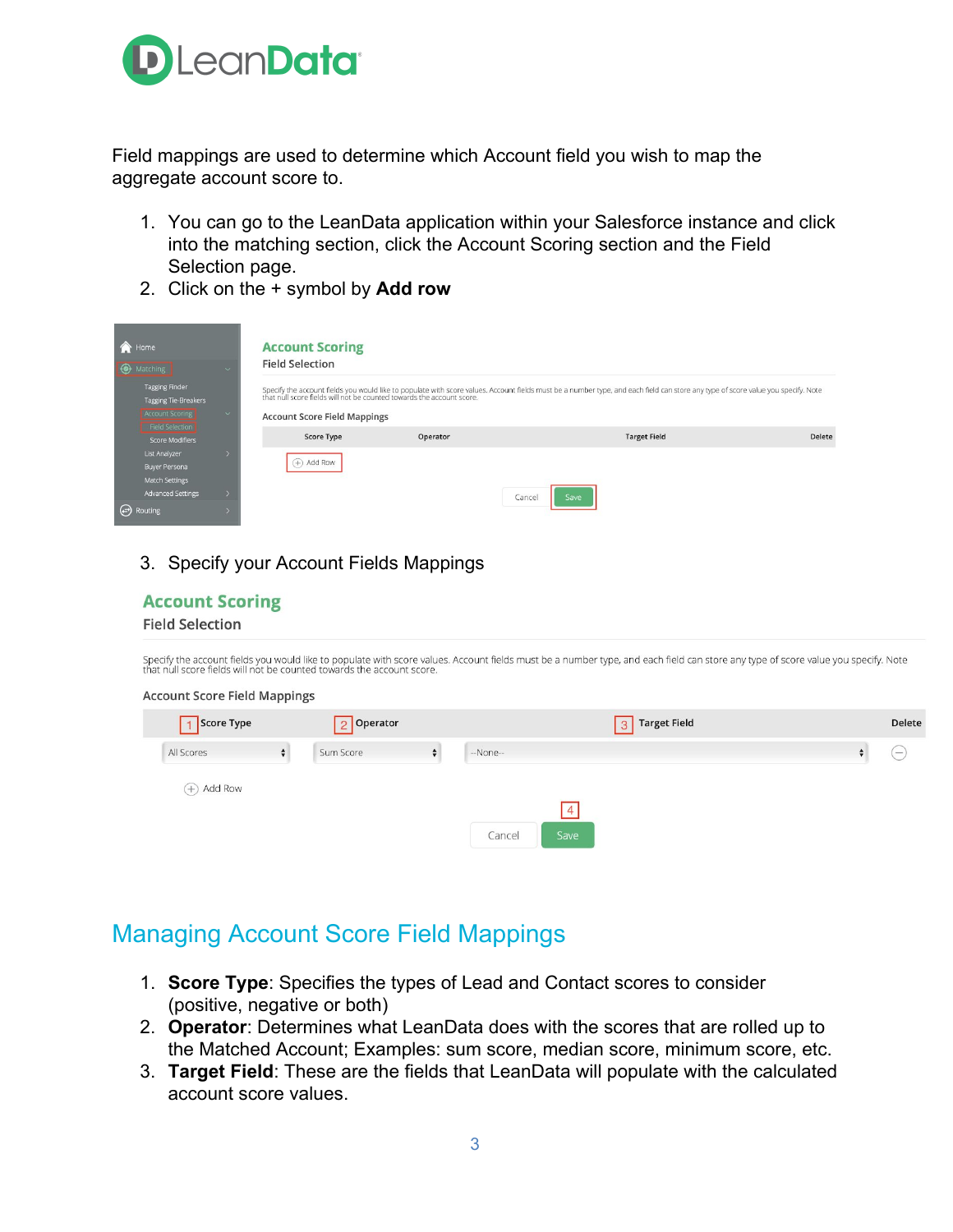Field mappings are used to determine which Account field you wish to map the aggregate account score to.

1. You can go to the LeanData application within your Salesforce instance and click into the matching section, click the Account Scoring section and the Field Selection page.
2. Click on the + symbol by **Add row**

3. Specify your Account Fields Mappings

## Managing Account Score Field Mappings

1. **Score Type**: Specifies the types of Lead and Contact scores to consider (positive, negative or both)
2. **Operator**: Determines what LeanData does with the scores that are rolled up to the Matched Account; Examples: sum score, median score, minimum score, etc.
3. **Target Field**: These are the fields that LeanData will populate with the calculated account score values.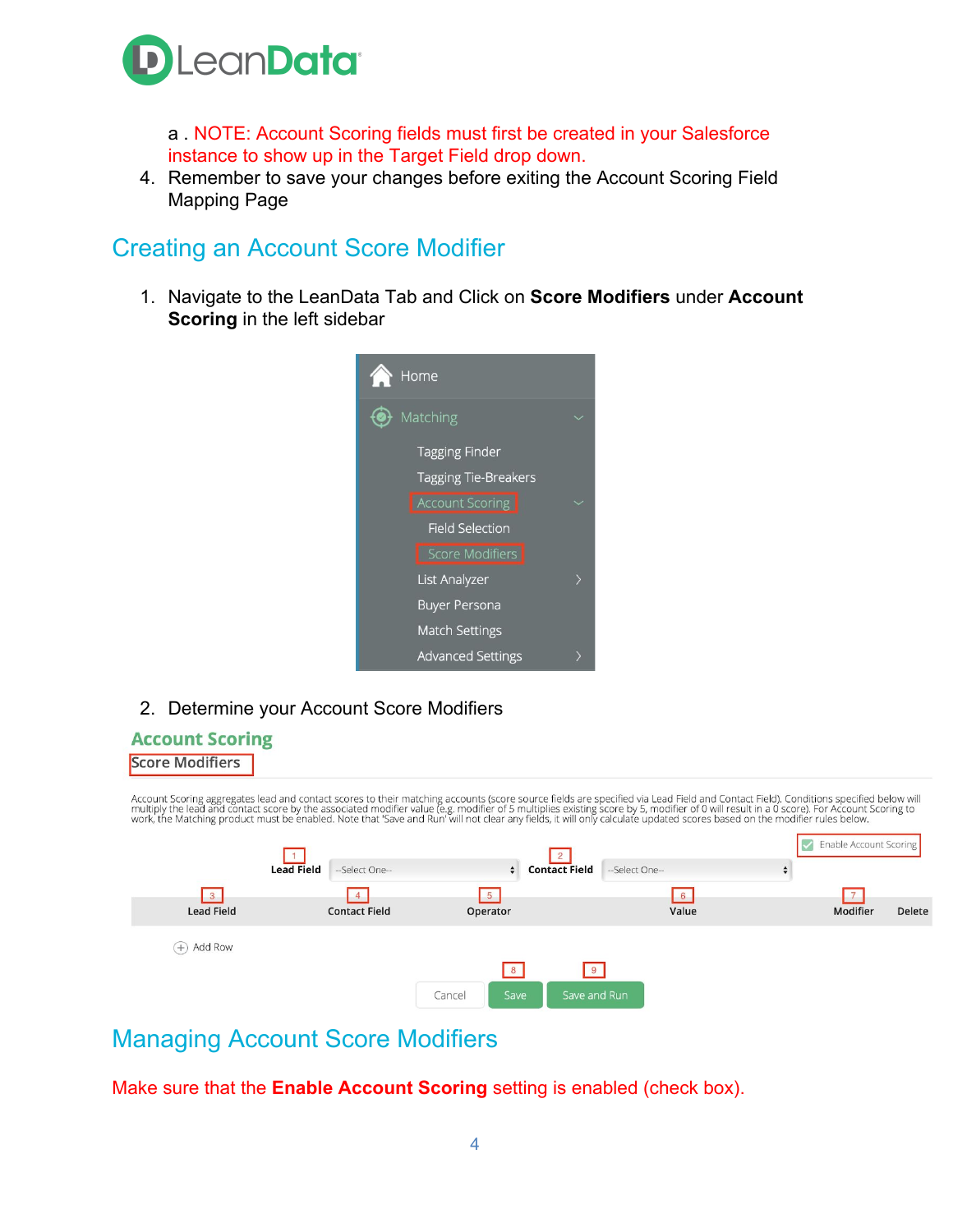a . NOTE: Account Scoring fields must first be created in your Salesforce instance to show up in the Target Field drop down.

4. Remember to save your changes before exiting the Account Scoring Field Mapping Page

## Creating an Account Score Modifier

1. Navigate to the LeanData Tab and Click on **Score Modifiers** under **Account Scoring** in the left sidebar

2. Determine your Account Score Modifiers

## Managing Account Score Modifiers

Make sure that the **Enable Account Scoring** setting is enabled (check box).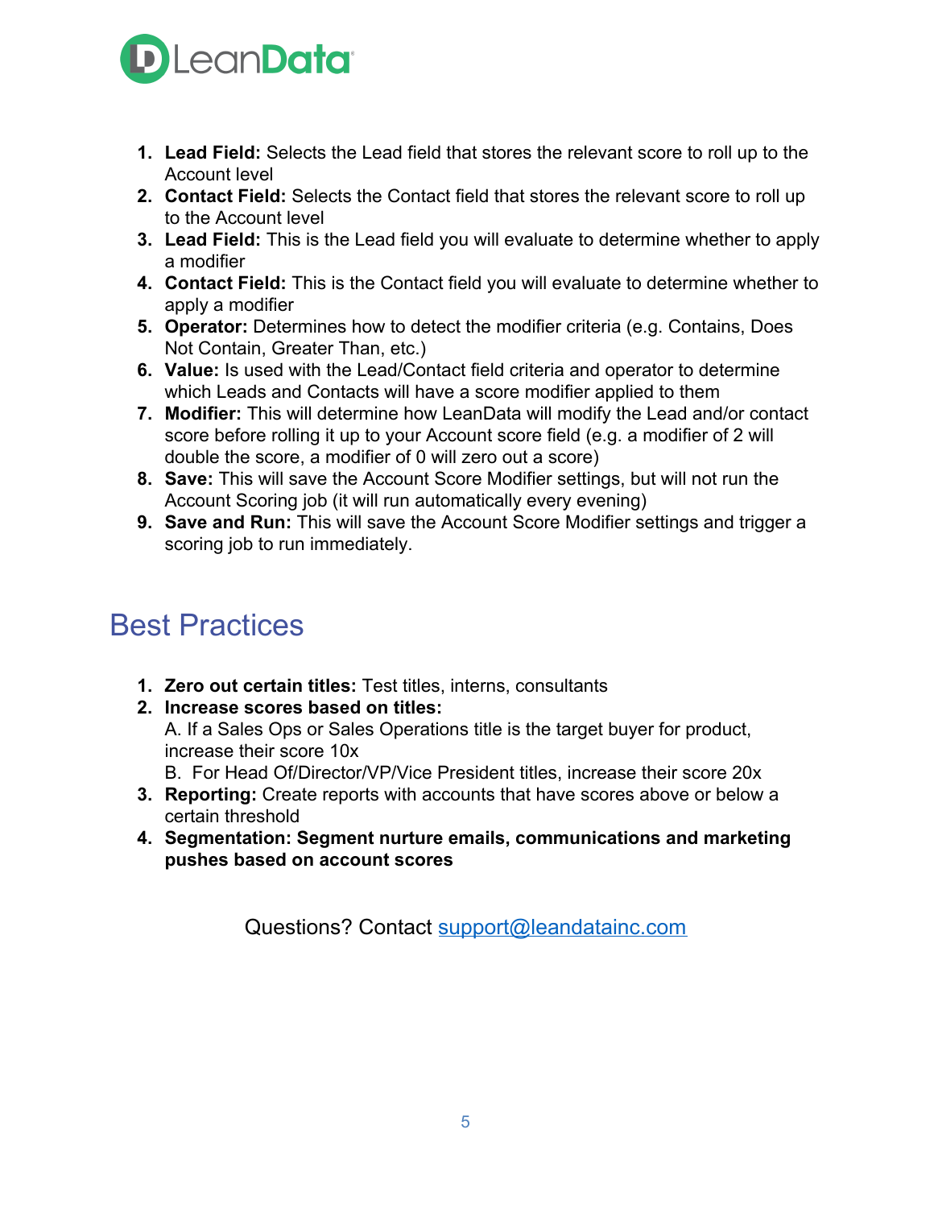1. **Lead Field:** Selects the Lead field that stores the relevant score to roll up to the Account level
2. **Contact Field:** Selects the Contact field that stores the relevant score to roll up to the Account level
3. **Lead Field:** This is the Lead field you will evaluate to determine whether to apply a modifier
4. **Contact Field:** This is the Contact field you will evaluate to determine whether to apply a modifier
5. **Operator:** Determines how to detect the modifier criteria (e.g. Contains, Does Not Contain, Greater Than, etc.)
6. **Value:** Is used with the Lead/Contact field criteria and operator to determine which Leads and Contacts will have a score modifier applied to them
7. **Modifier:** This will determine how LeanData will modify the Lead and/or contact score before rolling it up to your Account score field (e.g. a modifier of 2 will double the score, a modifier of 0 will zero out a score)
8. **Save:** This will save the Account Score Modifier settings, but will not run the Account Scoring job (it will run automatically every evening)
9. **Save and Run:** This will save the Account Score Modifier settings and trigger a scoring job to run immediately.

# Best Practices

1. **Zero out certain titles:** Test titles, interns, consultants
2. **Increase scores based on titles:**
   A. If a Sales Ops or Sales Operations title is the target buyer for product, increase their score 10x
   B. For Head Of/Director/VP/Vice President titles, increase their score 20x
3. **Reporting:** Create reports with accounts that have scores above or below a certain threshold
4. **Segmentation: Segment nurture emails, communications and marketing pushes based on account scores**

Questions? Contact support@leandatainc.com